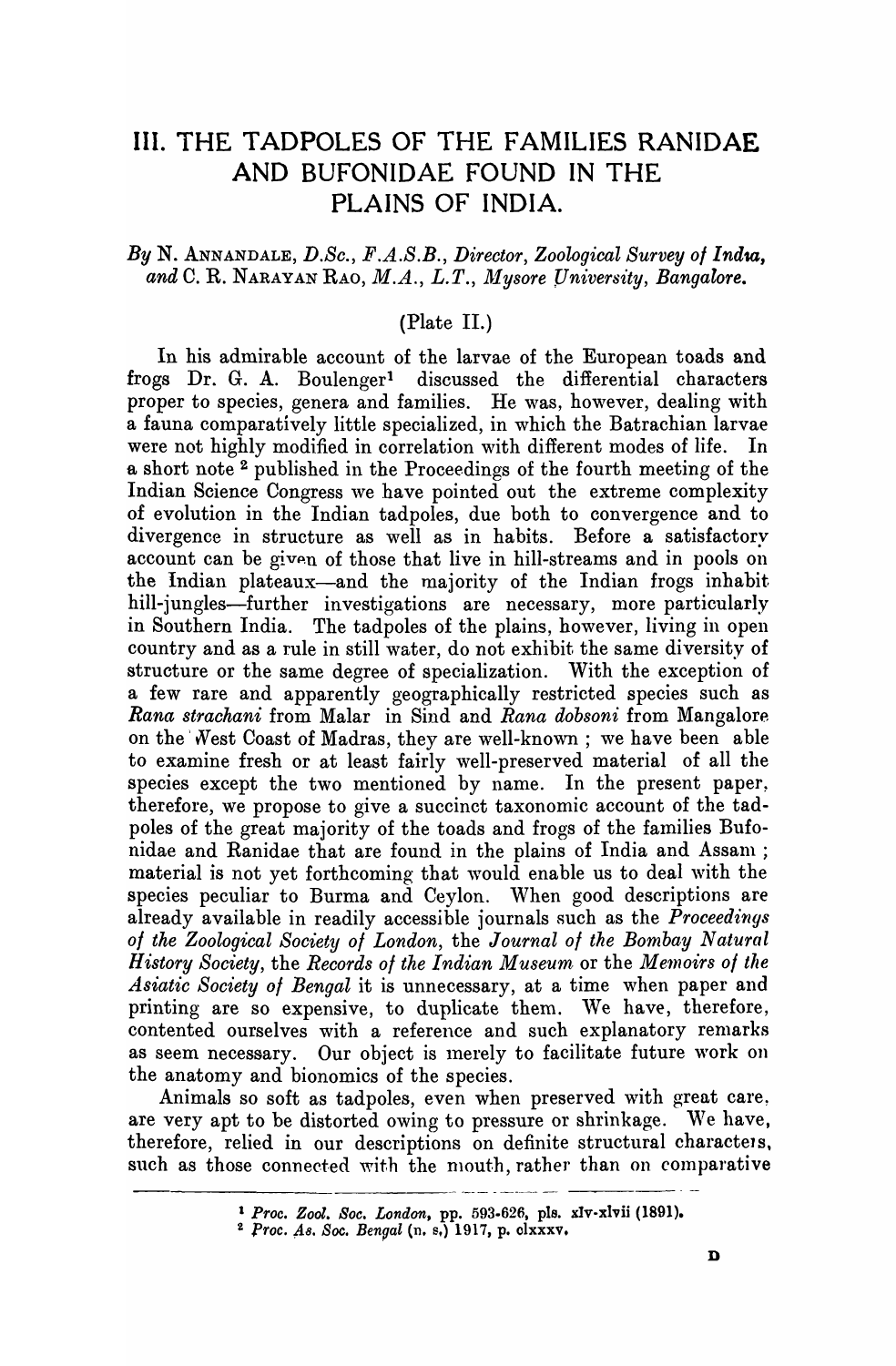# III. THE TADPOLES OF THE FAMILIES RANIDAE AND BUFONIDAE FOUND IN THE PLAINS OF INDIA.

*By* N. ANNANDALE, *D.Sc., F.A.S.B., Director, Zoological Survey of India,* and C. R. NARAYAN RAO, *M.A., L.T., Mysore University, Bangalore.*

(Plate II.)

In his admirable account of the larvae of the European toads and frogs Dr. G. A. Boulenger[1] discussed the differential characters proper to species, genera and families. He was, however, dealing with a fauna comparatively little specialized, in which the Batrachian larvae were not highly modified in correlation with different modes of life. In a short note [2] published in the Proceedings of the fourth meeting of the Indian Science Congress we have pointed out the extreme complexity of evolution in the Indian tadpoles, due both to convergence and to divergence in structure as well as in habits. Before a satisfactory account can be given of those that live in hill-streams and in pools on the Indian plateaux—and the majority of the Indian frogs inhabit hill-jungles—further investigations are necessary, more particularly in Southern India. The tadpoles of the plains, however, living in open country and as a rule in still water, do not exhibit the same diversity of structure or the same degree of specialization. With the exception of a few rare and apparently geographically restricted species such as *Rana strachani* from Malar in Sind and *Rana dobsoni* from Mangalore on the West Coast of Madras, they are well-known; we have been able to examine fresh or at least fairly well-preserved material of all the species except the two mentioned by name. In the present paper, therefore, we propose to give a succinct taxonomic account of the tadpoles of the great majority of the toads and frogs of the families Bufonidae and Ranidae that are found in the plains of India and Assam; material is not yet forthcoming that would enable us to deal with the species peculiar to Burma and Ceylon. When good descriptions are already available in readily accessible journals such as the *Proceedings of the Zoological Society of London*, the *Journal of the Bombay Natural History Society*, the *Records of the Indian Museum* or the *Memoirs of the Asiatic Society of Bengal* it is unnecessary, at a time when paper and printing are so expensive, to duplicate them. We have, therefore, contented ourselves with a reference and such explanatory remarks as seem necessary. Our object is merely to facilitate future work on the anatomy and bionomics of the species.

Animals so soft as tadpoles, even when preserved with great care, are very apt to be distorted owing to pressure or shrinkage. We have, therefore, relied in our descriptions on definite structural characters, such as those connected with the mouth, rather than on comparative

[1] *Proc. Zool. Soc. London*, pp. 593-626, pls. xlv-xlvii (1891).

[2] *Proc. As. Soc. Bengal* (n. s.) 1917, p. clxxxv.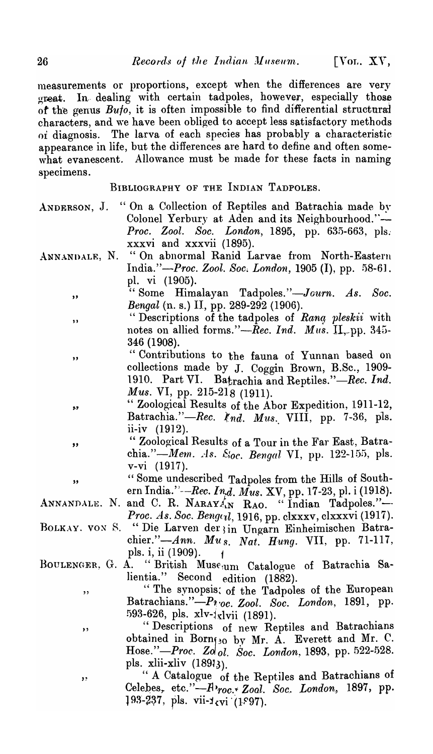measurements or proportions, except when the differences are very great. In dealing with certain tadpoles, however, especially those of the genus *Bufo*, it is often impossible to find differential structural characters, and we have been obliged to accept less satisfactory methods of diagnosis. The larva of each species has probably a characteristic appearance in life, but the differences are hard to define and often somewhat evanescent. Allowance must be made for these facts in naming specimens.

## BIBLIOGRAPHY OF THE INDIAN TADPOLES.

ANDERSON, J. "On a Collection of Reptiles and Batrachia made by Colonel Yerbury at Aden and its Neighbourhood."—*Proc. Zool. Soc. London*, 1895, pp. 635-663, pls. xxxvi and xxxvii (1895).

ANNANDALE, N. "On abnormal Ranid Larvae from North-Eastern India."—*Proc. Zool. Soc. London*, 1905 (I), pp. 58-61. pl. vi (1905).

" "Some Himalayan Tadpoles."—*Journ. As. Soc. Bengal* (n. s.) II, pp. 289-292 (1906).

" "Descriptions of the tadpoles of *Rana pleskii* with notes on allied forms."—*Rec. Ind. Mus.* II, pp. 345-346 (1908).

" "Contributions to the fauna of Yunnan based on collections made by J. Coggin Brown, B.Sc., 1909-1910. Part VI. Batrachia and Reptiles."—*Rec. Ind. Mus.* VI, pp. 215-218 (1911).

" "Zoological Results of the Abor Expedition, 1911-12, Batrachia."—*Rec. Ind. Mus.* VIII, pp. 7-36, pls. ii-iv (1912).

" "Zoological Results of a Tour in the Far East, Batrachia."—*Mem. As. Soc. Bengal* VI, pp. 122-155, pls. v-vi (1917).

" "Some undescribed Tadpoles from the Hills of Southern India."—*Rec. Ind. Mus.* XV, pp. 17-23, pl. i (1918).

ANNANDALE, N. and C. R. NARAYAN RAO. "Indian Tadpoles."—*Proc. As. Soc. Bengal*, 1916, pp. clxxxv, clxxxvi (1917).

BOLKAY, VON S. "Die Larven der in Ungarn Einheimischen Batrachier."—*Ann. Mus. Nat. Hung.* VII, pp. 71-117, pls. i, ii (1909).

BOULENGER, G. A. "British Museum Catalogue of Batrachia Salientia." Second edition (1882).

" "The synopsis of the Tadpoles of the European Batrachians."—*Proc. Zool. Soc. London*, 1891, pp. 593-626, pls. xlv-xlvii (1891).

" "Descriptions of new Reptiles and Batrachians obtained in Borneo by Mr. A. Everett and Mr. C. Hose."—*Proc. Zool. Soc. London*, 1893, pp. 522-528. pls. xlii-xliv (1893).

" "A Catalogue of the Reptiles and Batrachians of Celebes, etc."—*Proc. Zool. Soc. London*, 1897, pp. 193-237, pls. vii-xvi (1897).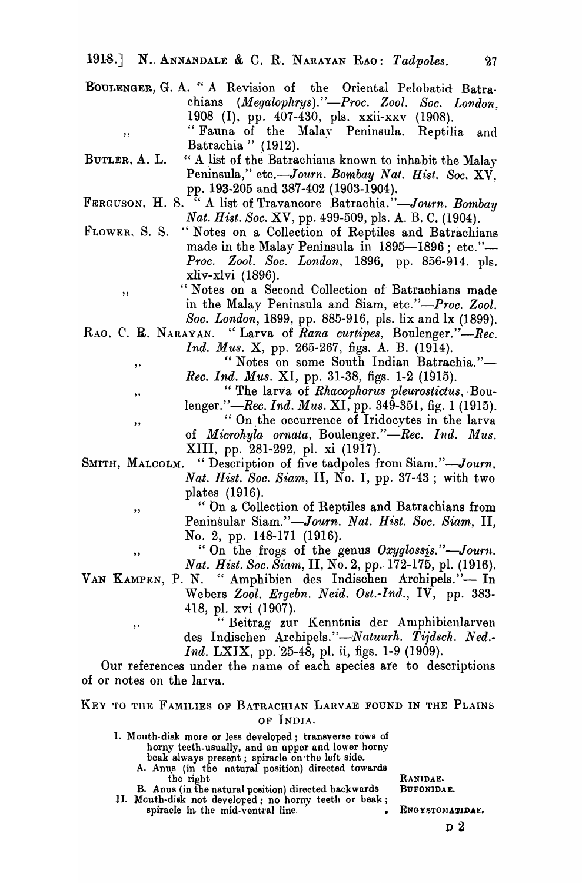BOULENGER, G. A. "A Revision of the Oriental Pelobatid Batrachians (*Megalophrys*)."—*Proc. Zool. Soc. London*, 1908 (I), pp. 407-430, pls. xxii-xxv (1908).

,, "Fauna of the Malay Peninsula. Reptilia and Batrachia" (1912).

BUTLER, A. L. "A list of the Batrachians known to inhabit the Malay Peninsula," etc.—*Journ. Bombay Nat. Hist. Soc.* XV, pp. 193-205 and 387-402 (1903-1904).

FERGUSON, H. S. "A list of Travancore Batrachia."—*Journ. Bombay Nat. Hist. Soc.* XV, pp. 499-509, pls. A. B. C. (1904).

FLOWER, S. S. "Notes on a Collection of Reptiles and Batrachians made in the Malay Peninsula in 1895—1896; etc."—*Proc. Zool. Soc. London*, 1896, pp. 856-914. pls. xliv-xlvi (1896).

,, "Notes on a Second Collection of Batrachians made in the Malay Peninsula and Siam, etc."—*Proc. Zool. Soc. London*, 1899, pp. 885-916, pls. lix and lx (1899).

RAO, C. R. NARAYAN. "Larva of *Rana curtipes*, Boulenger."—*Rec. Ind. Mus.* X, pp. 265-267, figs. A. B. (1914).

,, "Notes on some South Indian Batrachia."—*Rec. Ind. Mus.* XI, pp. 31-38, figs. 1-2 (1915).

,, "The larva of *Rhacophorus pleurostictus*, Boulenger."—*Rec. Ind. Mus.* XI, pp. 349-351, fig. 1 (1915).

,, "On the occurrence of Iridocytes in the larva of *Microhyla ornata*, Boulenger."—*Rec. Ind. Mus.* XIII, pp. 281-292, pl. xi (1917).

SMITH, MALCOLM. "Description of five tadpoles from Siam."—*Journ. Nat. Hist. Soc. Siam*, II, No. 1, pp. 37-43; with two plates (1916).

,, "On a Collection of Reptiles and Batrachians from Peninsular Siam."—*Journ. Nat. Hist. Soc. Siam*, II, No. 2, pp. 148-171 (1916).

,, "On the frogs of the genus *Oxyglossis*."—*Journ. Nat. Hist. Soc. Siam*, II, No. 2, pp. 172-175, pl. (1916).

VAN KAMPEN, P. N. "Amphibien des Indischen Archipels."— In Webers *Zool. Ergebn. Neid. Ost.-Ind.*, IV, pp. 383-418, pl. xvi (1907).

,, "Beitrag zur Kenntnis der Amphibienlarven des Indischen Archipels."—*Natuurh. Tijdsch. Ned.-Ind.* LXIX, pp. 25-48, pl. ii, figs. 1-9 (1909).

Our references under the name of each species are to descriptions of or notes on the larva.

## KEY TO THE FAMILIES OF BATRACHIAN LARVAE FOUND IN THE PLAINS OF INDIA.

I. Mouth-disk more or less developed; transverse rows of horny teeth usually, and an upper and lower horny beak always present; spiracle on the left side.
   - A. Anus (in the natural position) directed towards the right . . . . . . . . RANIDAE.
   - B. Anus (in the natural position) directed backwards . . . . BUFONIDAE.

II. Mouth-disk not developed; no horny teeth or beak; spiracle in the mid-ventral line . . . . . . . . ENGYSTOMATIDAE.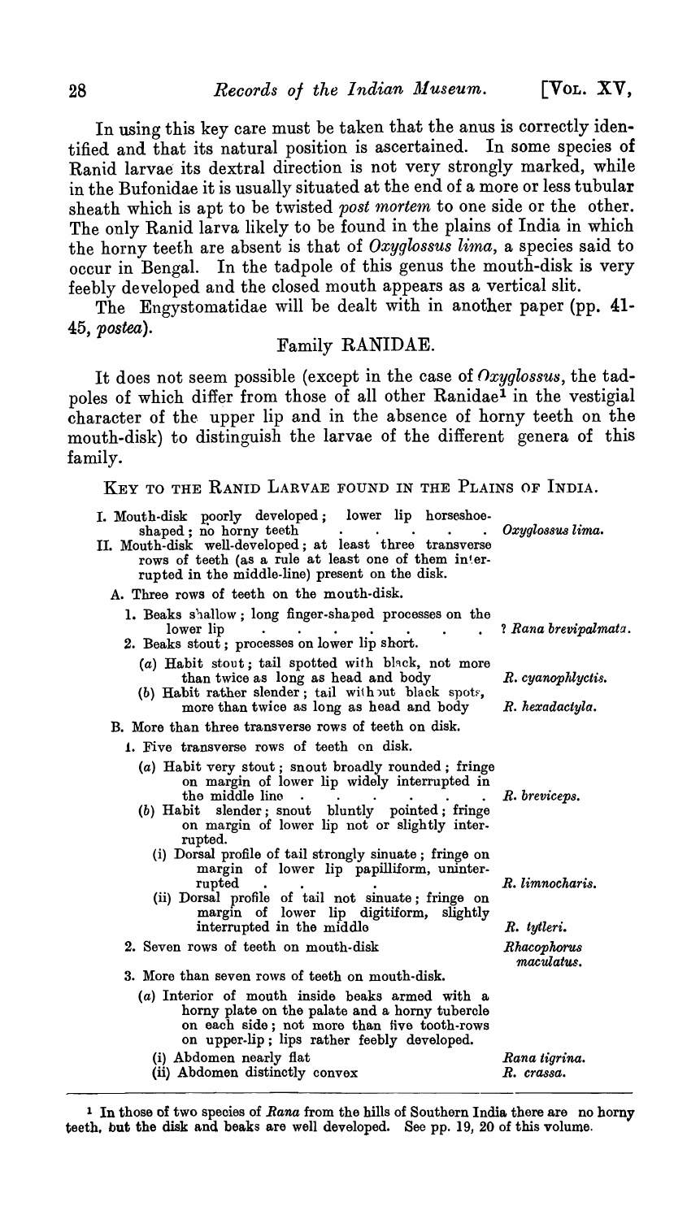In using this key care must be taken that the anus is correctly identified and that its natural position is ascertained. In some species of Ranid larvae its dextral direction is not very strongly marked, while in the Bufonidae it is usually situated at the end of a more or less tubular sheath which is apt to be twisted *post mortem* to one side or the other. The only Ranid larva likely to be found in the plains of India in which the horny teeth are absent is that of *Oxyglossus lima*, a species said to occur in Bengal. In the tadpole of this genus the mouth-disk is very feebly developed and the closed mouth appears as a vertical slit.

The Engystomatidae will be dealt with in another paper (pp. 41-45, *postea*).

## Family RANIDAE.

It does not seem possible (except in the case of *Oxyglossus*, the tadpoles of which differ from those of all other Ranidae[1] in the vestigial character of the upper lip and in the absence of horny teeth on the mouth-disk) to distinguish the larvae of the different genera of this family.

### KEY TO THE RANID LARVAE FOUND IN THE PLAINS OF INDIA.

I. Mouth-disk poorly developed; lower lip horseshoe-shaped; no horny teeth . . . . . *Oxyglossus lima.*

II. Mouth-disk well-developed; at least three transverse rows of teeth (as a rule at least one of them interrupted in the middle-line) present on the disk.

- A. Three rows of teeth on the mouth-disk.
  1. Beaks shallow; long finger-shaped processes on the lower lip . . . . . . . ? *Rana brevipalmata.*
  2. Beaks stout; processes on lower lip short.
     - (*a*) Habit stout; tail spotted with black, not more than twice as long as head and body — *R. cyanophlyctis.*
     - (*b*) Habit rather slender; tail without black spots, more than twice as long as head and body — *R. hexadactyla.*
- B. More than three transverse rows of teeth on disk.
  1. Five transverse rows of teeth on disk.
     - (*a*) Habit very stout; snout broadly rounded; fringe on margin of lower lip widely interrupted in the middle line . . . . . *R. breviceps.*
     - (*b*) Habit slender; snout bluntly pointed; fringe on margin of lower lip not or slightly interrupted.
       - (i) Dorsal profile of tail strongly sinuate; fringe on margin of lower lip papilliform, uninterrupted . . . *R. limnocharis.*
       - (ii) Dorsal profile of tail not sinuate; fringe on margin of lower lip digitiform, slightly interrupted in the middle — *R. tytleri.*
  2. Seven rows of teeth on mouth-disk — *Rhacophorus maculatus.*
  3. More than seven rows of teeth on mouth-disk.
     - (*a*) Interior of mouth inside beaks armed with a horny plate on the palate and a horny tubercle on each side; not more than five tooth-rows on upper-lip; lips rather feebly developed.
       - (i) Abdomen nearly flat — *Rana tigrina.*
       - (ii) Abdomen distinctly convex — *R. crassa.*

[1] In those of two species of *Rana* from the hills of Southern India there are no horny teeth, but the disk and beaks are well developed. See pp. 19, 20 of this volume.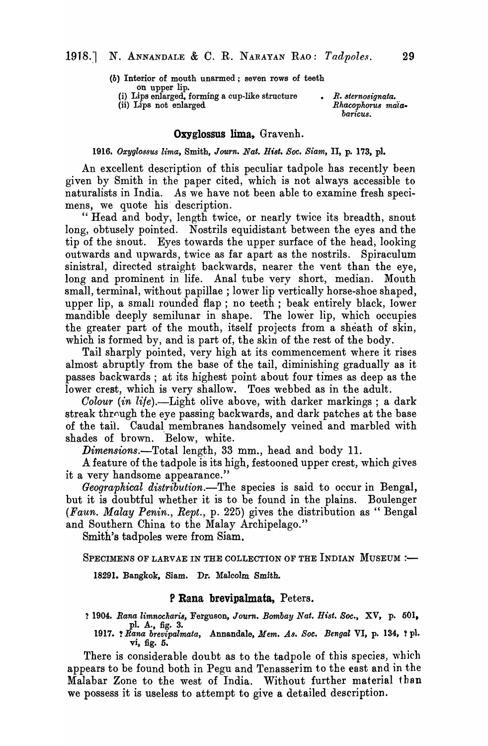(b) Interior of mouth unarmed; seven rows of teeth on upper lip.

(i) Lips enlarged, forming a cup-like structure . *R. sternosignata.*

(ii) Lips not enlarged *Rhacophorus malabaricus.*

## Oxyglossus lima, Gravenh.

1916. *Oxyglossus lima*, Smith, *Journ. Nat. Hist. Soc. Siam*, II, p. 173, pl.

An excellent description of this peculiar tadpole has recently been given by Smith in the paper cited, which is not always accessible to naturalists in India. As we have not been able to examine fresh specimens, we quote his description.

"Head and body, length twice, or nearly twice its breadth, snout long, obtusely pointed. Nostrils equidistant between the eyes and the tip of the snout. Eyes towards the upper surface of the head, looking outwards and upwards, twice as far apart as the nostrils. Spiraculum sinistral, directed straight backwards, nearer the vent than the eye, long and prominent in life. Anal tube very short, median. Mouth small, terminal, without papillae; lower lip vertically horse-shoe shaped, upper lip, a small rounded flap; no teeth; beak entirely black, lower mandible deeply semilunar in shape. The lower lip, which occupies the greater part of the mouth, itself projects from a sheath of skin, which is formed by, and is part of, the skin of the rest of the body.

Tail sharply pointed, very high at its commencement where it rises almost abruptly from the base of the tail, diminishing gradually as it passes backwards; at its highest point about four times as deep as the lower crest, which is very shallow. Toes webbed as in the adult.

*Colour (in life).*—Light olive above, with darker markings; a dark streak through the eye passing backwards, and dark patches at the base of the tail. Caudal membranes handsomely veined and marbled with shades of brown. Below, white.

*Dimensions.*—Total length, 33 mm., head and body 11.

A feature of the tadpole is its high, festooned upper crest, which gives it a very handsome appearance."

*Geographical distribution.*—The species is said to occur in Bengal, but it is doubtful whether it is to be found in the plains. Boulenger (*Faun. Malay Penin., Rept.*, p. 225) gives the distribution as "Bengal and Southern China to the Malay Archipelago."

Smith's tadpoles were from Siam.

SPECIMENS OF LARVAE IN THE COLLECTION OF THE INDIAN MUSEUM :—

18291. Bangkok, Siam. Dr. Malcolm Smith.

## ? Rana brevipalmata, Peters.

? 1904. *Rana limnocharis*, Ferguson, *Journ. Bombay Nat. Hist. Soc.*, XV, p. 501, pl. A., fig. 3.

1917. ? *Rana brevipalmata*, Annandale, *Mem. As. Soc. Bengal* VI, p. 134, ? pl. vi, fig. 5.

There is considerable doubt as to the tadpole of this species, which appears to be found both in Pegu and Tenasserim to the east and in the Malabar Zone to the west of India. Without further material than we possess it is useless to attempt to give a detailed description.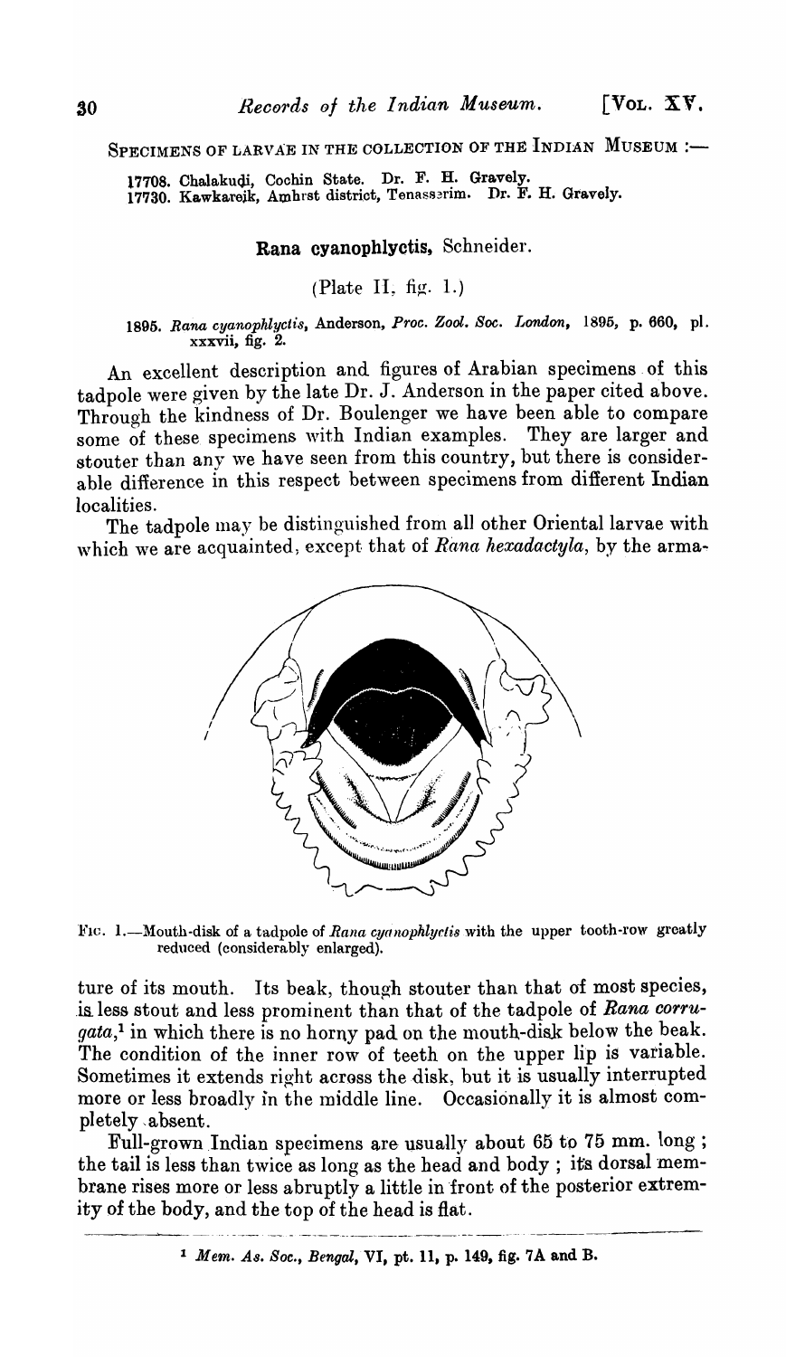SPECIMENS OF LARVAE IN THE COLLECTION OF THE INDIAN MUSEUM :—

17708. Chalakudi, Cochin State. Dr. F. H. Gravely.
17730. Kawkareik, Amhrst district, Tenasserim. Dr. F. H. Gravely.

## Rana cyanophlyctis, Schneider.

(Plate II, fig. 1.)

1895. *Rana cyanophlyctis*, Anderson, *Proc. Zool. Soc. London*, 1895, p. 660, pl. xxxvii, fig. 2.

An excellent description and figures of Arabian specimens of this tadpole were given by the late Dr. J. Anderson in the paper cited above. Through the kindness of Dr. Boulenger we have been able to compare some of these specimens with Indian examples. They are larger and stouter than any we have seen from this country, but there is considerable difference in this respect between specimens from different Indian localities.

The tadpole may be distinguished from all other Oriental larvae with which we are acquainted, except that of *Rana hexadactyla*, by the armature of its mouth. Its beak, though stouter than that of most species, is less stout and less prominent than that of the tadpole of *Rana corrugata*,[1] in which there is no horny pad on the mouth-disk below the beak. The condition of the inner row of teeth on the upper lip is variable. Sometimes it extends right across the disk, but it is usually interrupted more or less broadly in the middle line. Occasionally it is almost completely absent.

FIG. 1.—Mouth-disk of a tadpole of *Rana cyanophlyctis* with the upper tooth-row greatly reduced (considerably enlarged).

Full-grown Indian specimens are usually about 65 to 75 mm. long; the tail is less than twice as long as the head and body; its dorsal membrane rises more or less abruptly a little in front of the posterior extremity of the body, and the top of the head is flat.

[1] *Mem. As. Soc., Bengal*, VI, pt. 11, p. 149, fig. 7A and B.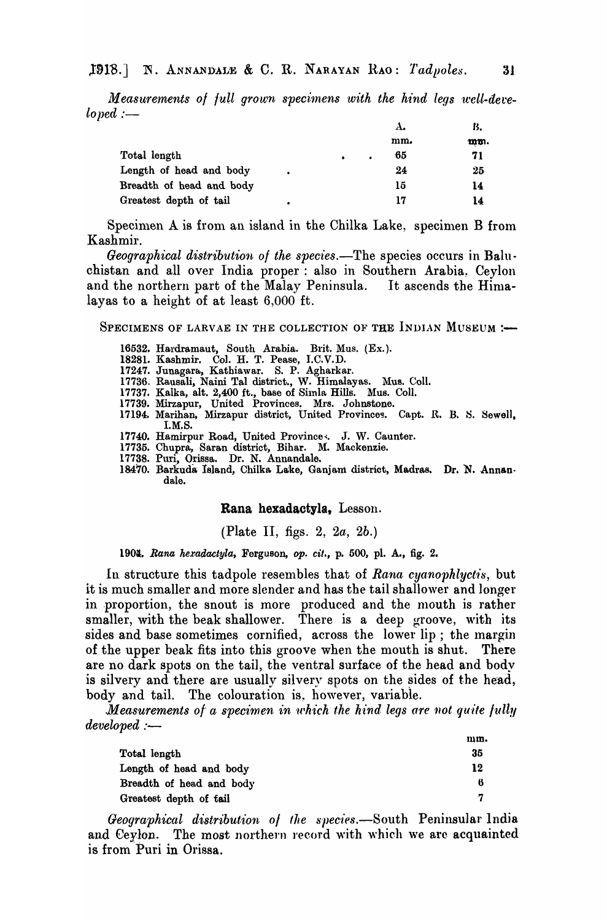*Measurements of full grown specimens with the hind legs well-developed* :—

| | A. | B. |
|---|---|---|
| | mm. | mm. |
| Total length | 65 | 71 |
| Length of head and body | 24 | 25 |
| Breadth of head and body | 15 | 14 |
| Greatest depth of tail | 17 | 14 |

Specimen A is from an island in the Chilka Lake, specimen B from Kashmir.

*Geographical distribution of the species.*—The species occurs in Baluchistan and all over India proper : also in Southern Arabia, Ceylon and the northern part of the Malay Peninsula. It ascends the Himalayas to a height of at least 6,000 ft.

SPECIMENS OF LARVAE IN THE COLLECTION OF THE INDIAN MUSEUM :—

16532. Hardramaut, South Arabia. Brit. Mus. (Ex.).
18281. Kashmir. Col. H. T. Pease, I.C.V.D.
17247. Junagara, Kathiawar. S. P. Agharkar.
17736. Rausali, Naini Tal district., W. Himalayas. Mus. Coll.
17737. Kalka, alt. 2,400 ft., base of Simla Hills. Mus. Coll.
17739. Mirzapur, United Provinces. Mrs. Johnstone.
17194. Marihan, Mirzapur district, United Provinces. Capt. R. B. S. Sewell, I.M.S.
17740. Hamirpur Road, United Provinces. J. W. Caunter.
17735. Chupra, Saran district, Bihar. M. Mackenzie.
17738. Puri, Orissa. Dr. N. Annandale.
18470. Barkuda Island, Chilka Lake, Ganjam district, Madras. Dr. N. Annandale.

## Rana hexadactyla, Lesson.

(Plate II, figs. 2, 2*a*, 2*b*.)

1904. *Rana hexadactyla*, Ferguson, *op. cit.*, p. 500, pl. A., fig. 2.

In structure this tadpole resembles that of *Rana cyanophlyctis*, but it is much smaller and more slender and has the tail shallower and longer in proportion, the snout is more produced and the mouth is rather smaller, with the beak shallower. There is a deep groove, with its sides and base sometimes cornified, across the lower lip ; the margin of the upper beak fits into this groove when the mouth is shut. There are no dark spots on the tail, the ventral surface of the head and body is silvery and there are usually silvery spots on the sides of the head, body and tail. The colouration is, however, variable.

*Measurements of a specimen in which the hind legs are not quite fully developed* :—

| | mm. |
|---|---|
| Total length | 35 |
| Length of head and body | 12 |
| Breadth of head and body | 6 |
| Greatest depth of tail | 7 |

*Geographical distribution of the species.*—South Peninsular India and Ceylon. The most northern record with which we are acquainted is from Puri in Orissa.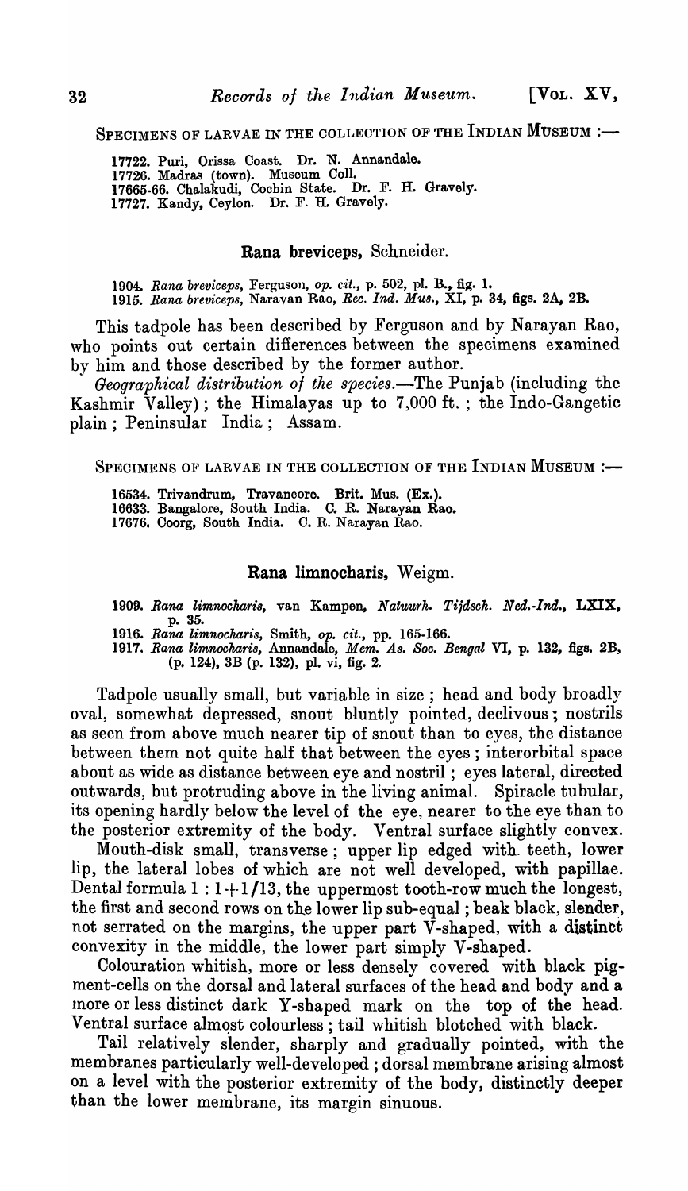SPECIMENS OF LARVAE IN THE COLLECTION OF THE INDIAN MUSEUM :—

17722. Puri, Orissa Coast. Dr. N. Annandale.
17726. Madras (town). Museum Coll.
17665-66. Chalakudi, Cochin State. Dr. F. H. Gravely.
17727. Kandy, Ceylon. Dr. F. H. Gravely.

## Rana breviceps, Schneider.

1904. *Rana breviceps*, Ferguson, *op. cit.*, p. 502, pl. B., fig. 1.
1915. *Rana breviceps*, Narayan Rao, *Rec. Ind. Mus.*, XI, p. 34, figs. 2A, 2B.

This tadpole has been described by Ferguson and by Narayan Rao, who points out certain differences between the specimens examined by him and those described by the former author.

*Geographical distribution of the species.*—The Punjab (including the Kashmir Valley); the Himalayas up to 7,000 ft.; the Indo-Gangetic plain; Peninsular India; Assam.

SPECIMENS OF LARVAE IN THE COLLECTION OF THE INDIAN MUSEUM :—

16534. Trivandrum, Travancore. Brit. Mus. (Ex.).
16633. Bangalore, South India. C. R. Narayan Rao.
17676. Coorg, South India. C. R. Narayan Rao.

## Rana limnocharis, Weigm.

1909. *Rana limnocharis*, van Kampen, *Natuurh. Tijdsch. Ned.-Ind.*, LXIX, p. 35.
1916. *Rana limnocharis*, Smith, *op. cit.*, pp. 165-166.
1917. *Rana limnocharis*, Annandale, *Mem. As. Soc. Bengal* VI, p. 132, figs. 2B, (p. 124), 3B (p. 132), pl. vi, fig. 2.

Tadpole usually small, but variable in size; head and body broadly oval, somewhat depressed, snout bluntly pointed, declivous; nostrils as seen from above much nearer tip of snout than to eyes, the distance between them not quite half that between the eyes; interorbital space about as wide as distance between eye and nostril; eyes lateral, directed outwards, but protruding above in the living animal. Spiracle tubular, its opening hardly below the level of the eye, nearer to the eye than to the posterior extremity of the body. Ventral surface slightly convex.

Mouth-disk small, transverse; upper lip edged with teeth, lower lip, the lateral lobes of which are not well developed, with papillae. Dental formula 1 : 1+1/13, the uppermost tooth-row much the longest, the first and second rows on the lower lip sub-equal; beak black, slender, not serrated on the margins, the upper part V-shaped, with a distinct convexity in the middle, the lower part simply V-shaped.

Colouration whitish, more or less densely covered with black pigment-cells on the dorsal and lateral surfaces of the head and body and a more or less distinct dark Y-shaped mark on the top of the head. Ventral surface almost colourless; tail whitish blotched with black.

Tail relatively slender, sharply and gradually pointed, with the membranes particularly well-developed; dorsal membrane arising almost on a level with the posterior extremity of the body, distinctly deeper than the lower membrane, its margin sinuous.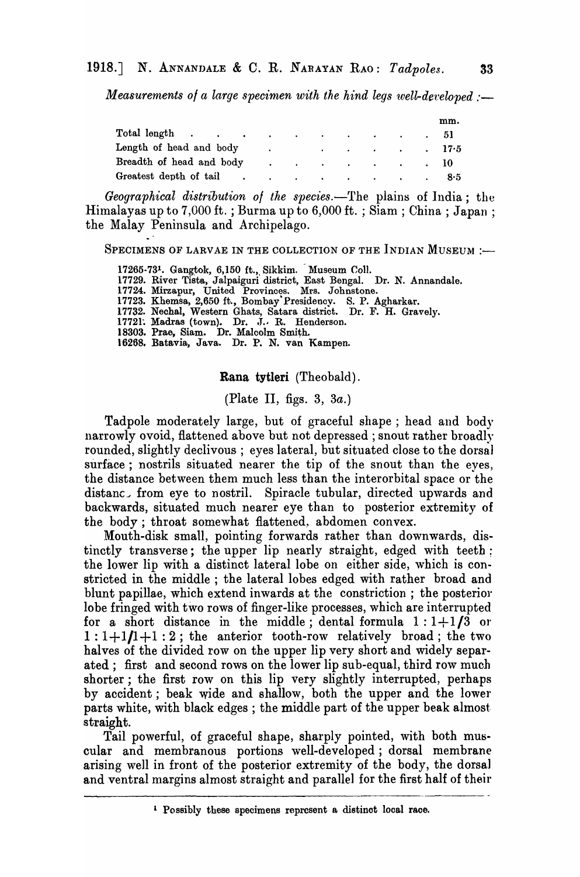*Measurements of a large specimen with the hind legs well-developed* :—

| | mm. |
|---|---|
| Total length | 51 |
| Length of head and body | 17·5 |
| Breadth of head and body | 10 |
| Greatest depth of tail | 8·5 |

*Geographical distribution of the species*.—The plains of India; the Himalayas up to 7,000 ft.; Burma up to 6,000 ft.; Siam; China; Japan; the Malay Peninsula and Archipelago.

SPECIMENS OF LARVAE IN THE COLLECTION OF THE INDIAN MUSEUM :—

17265-73[1]. Gangtok, 6,150 ft., Sikkim. Museum Coll.
17729. River Tista, Jalpaiguri district, East Bengal. Dr. N. Annandale.
17724. Mirzapur, United Provinces. Mrs. Johnstone.
17723. Khemsa, 2,650 ft., Bombay Presidency. S. P. Agharkar.
17732. Nechal, Western Ghats, Satara district. Dr. F. H. Gravely.
17721. Madras (town). Dr. J. R. Henderson.
18303. Prae, Siam. Dr. Malcolm Smith.
16268. Batavia, Java. Dr. P. N. van Kampen.

## **Rana tytleri** (Theobald).

(Plate II, figs. 3, 3*a*.)

Tadpole moderately large, but of graceful shape; head and body narrowly ovoid, flattened above but not depressed; snout rather broadly rounded, slightly declivous; eyes lateral, but situated close to the dorsal surface; nostrils situated nearer the tip of the snout than the eyes, the distance between them much less than the interorbital space or the distance from eye to nostril. Spiracle tubular, directed upwards and backwards, situated much nearer eye than to posterior extremity of the body; throat somewhat flattened, abdomen convex.

Mouth-disk small, pointing forwards rather than downwards, distinctly transverse; the upper lip nearly straight, edged with teeth; the lower lip with a distinct lateral lobe on either side, which is constricted in the middle; the lateral lobes edged with rather broad and blunt papillae, which extend inwards at the constriction; the posterior lobe fringed with two rows of finger-like processes, which are interrupted for a short distance in the middle; dental formula $1:1+1/3$ or $1:1+1/1+1:2$; the anterior tooth-row relatively broad; the two halves of the divided row on the upper lip very short and widely separated; first and second rows on the lower lip sub-equal, third row much shorter; the first row on this lip very slightly interrupted, perhaps by accident; beak wide and shallow, both the upper and the lower parts white, with black edges; the middle part of the upper beak almost straight.

Tail powerful, of graceful shape, sharply pointed, with both muscular and membranous portions well-developed; dorsal membrane arising well in front of the posterior extremity of the body, the dorsal and ventral margins almost straight and parallel for the first half of their

[1] Possibly these specimens represent a distinct local race.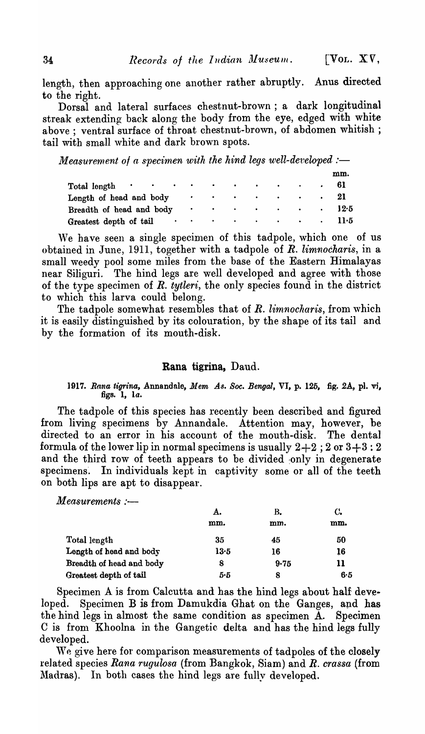length, then approaching one another rather abruptly. Anus directed to the right.

Dorsal and lateral surfaces chestnut-brown; a dark longitudinal streak extending back along the body from the eye, edged with white above; ventral surface of throat chestnut-brown, of abdomen whitish; tail with small white and dark brown spots.

*Measurement of a specimen with the hind legs well-developed* :—

| | mm. |
|---|---|
| Total length | 61 |
| Length of head and body | 21 |
| Breadth of head and body | 12·5 |
| Greatest depth of tail | 11·5 |

We have seen a single specimen of this tadpole, which one of us obtained in June, 1911, together with a tadpole of *R. limnocharis*, in a small weedy pool some miles from the base of the Eastern Himalayas near Siliguri. The hind legs are well developed and agree with those of the type specimen of *R. tytleri*, the only species found in the district to which this larva could belong.

The tadpole somewhat resembles that of *R. limnocharis*, from which it is easily distinguished by its colouration, by the shape of its tail and by the formation of its mouth-disk.

## **Rana tigrina**, Daud.

1917. *Rana tigrina*, Annandale, *Mem As. Soc. Bengal*, VI, p. 125, fig. 2A, pl. vi, figs. 1, 1*a*.

The tadpole of this species has recently been described and figured from living specimens by Annandale. Attention may, however, be directed to an error in his account of the mouth-disk. The dental formula of the lower lip in normal specimens is usually 2+2 ; 2 or 3+3 : 2 and the third row of teeth appears to be divided only in degenerate specimens. In individuals kept in captivity some or all of the teeth on both lips are apt to disappear.

*Measurements* :—

| | A. | B. | C. |
|---|---|---|---|
| | mm. | mm. | mm. |
| Total length | 35 | 45 | 50 |
| Length of head and body | 13·5 | 16 | 16 |
| Breadth of head and body | 8 | 9·75 | 11 |
| Greatest depth of tail | 5·5 | 8 | 6·5 |

Specimen A is from Calcutta and has the hind legs about half developed. Specimen B is from Damukdia Ghat on the Ganges, and has the hind legs in almost the same condition as specimen A. Specimen C is from Khoolna in the Gangetic delta and has the hind legs fully developed.

We give here for comparison measurements of tadpoles of the closely related species *Rana rugulosa* (from Bangkok, Siam) and *R. crassa* (from Madras). In both cases the hind legs are fully developed.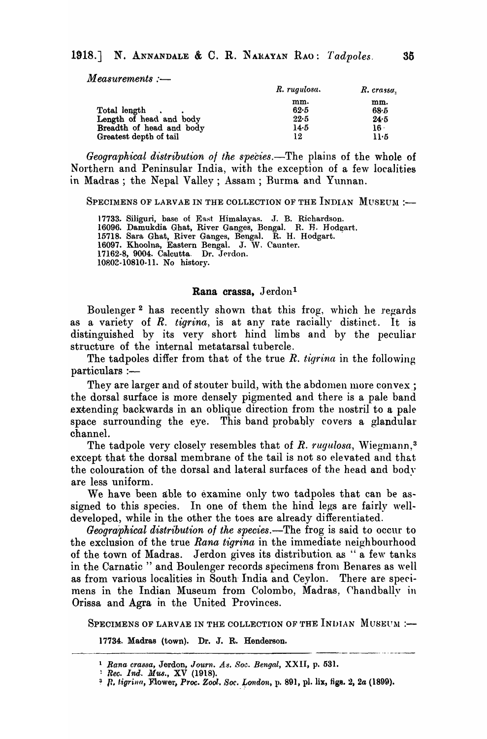*Measurements* :—

| | *R. rugulosa.* | *R. crassa.* |
|---|---|---|
| | mm. | mm. |
| Total length | 62·5 | 68·5 |
| Length of head and body | 22·5 | 24·5 |
| Breadth of head and body | 14·5 | 16 |
| Greatest depth of tail | 12 | 11·5 |

*Geographical distribution of the species.*—The plains of the whole of Northern and Peninsular India, with the exception of a few localities in Madras; the Nepal Valley; Assam; Burma and Yunnan.

SPECIMENS OF LARVAE IN THE COLLECTION OF THE INDIAN MUSEUM :—

17733. Siliguri, base of East Himalayas. J. B. Richardson.
16096. Damukdia Ghat, River Ganges, Bengal. R. H. Hodgart.
15718. Sara Ghat, River Ganges, Bengal. R. H. Hodgart.
16097. Khoolna, Eastern Bengal. J. W. Caunter.
17162-8, 9004. Calcutta. Dr. Jerdon.
10802-10810-11. No history.

## Rana crassa, Jerdon[1]

Boulenger[2] has recently shown that this frog, which he regards as a variety of *R. tigrina*, is at any rate racially distinct. It is distinguished by its very short hind limbs and by the peculiar structure of the internal metatarsal tubercle.

The tadpoles differ from that of the true *R. tigrina* in the following particulars :—

They are larger and of stouter build, with the abdomen more convex; the dorsal surface is more densely pigmented and there is a pale band extending backwards in an oblique direction from the nostril to a pale space surrounding the eye. This band probably covers a glandular channel.

The tadpole very closely resembles that of *R. rugulosa*, Wiegmann,[3] except that the dorsal membrane of the tail is not so elevated and that the colouration of the dorsal and lateral surfaces of the head and body are less uniform.

We have been able to examine only two tadpoles that can be assigned to this species. In one of them the hind legs are fairly well-developed, while in the other the toes are already differentiated.

*Geographical distribution of the species.*—The frog is said to occur to the exclusion of the true *Rana tigrina* in the immediate neighbourhood of the town of Madras. Jerdon gives its distribution as "a few tanks in the Carnatic" and Boulenger records specimens from Benares as well as from various localities in South India and Ceylon. There are specimens in the Indian Museum from Colombo, Madras, Chandbally in Orissa and Agra in the United Provinces.

SPECIMENS OF LARVAE IN THE COLLECTION OF THE INDIAN MUSEUM :—

17734. Madras (town). Dr. J. R. Henderson.

---

[1] *Rana crassa*, Jerdon, *Journ. As. Soc. Bengal*, XXII, p. 531.

[2] *Rec. Ind. Mus.*, XV (1918).

[3] *R. tigrina*, Flower, *Proc. Zool. Soc. London*, p. 891, pl. lix, figs. 2, 2a (1899).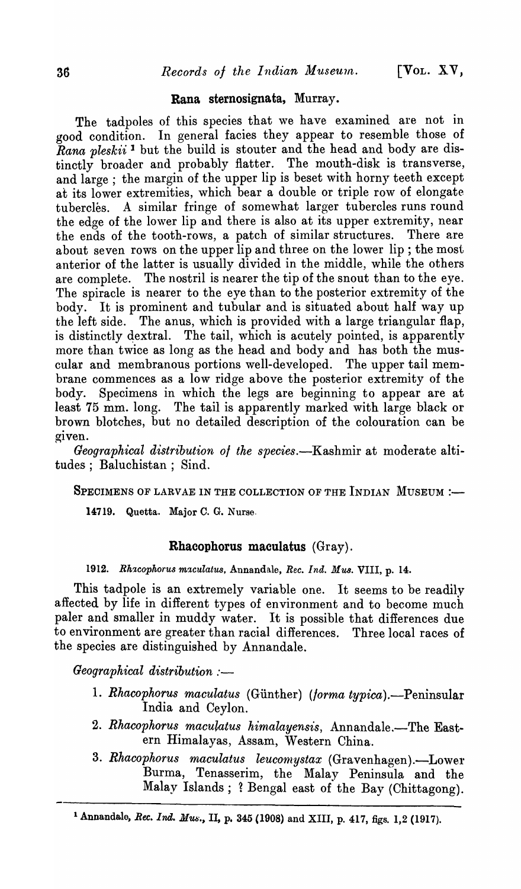## Rana sternosignata, Murray.

The tadpoles of this species that we have examined are not in good condition. In general facies they appear to resemble those of *Rana pleskii* [1] but the build is stouter and the head and body are distinctly broader and probably flatter. The mouth-disk is transverse, and large; the margin of the upper lip is beset with horny teeth except at its lower extremities, which bear a double or triple row of elongate tubercles. A similar fringe of somewhat larger tubercles runs round the edge of the lower lip and there is also at its upper extremity, near the ends of the tooth-rows, a patch of similar structures. There are about seven rows on the upper lip and three on the lower lip; the most anterior of the latter is usually divided in the middle, while the others are complete. The nostril is nearer the tip of the snout than to the eye. The spiracle is nearer to the eye than to the posterior extremity of the body. It is prominent and tubular and is situated about half way up the left side. The anus, which is provided with a large triangular flap, is distinctly dextral. The tail, which is acutely pointed, is apparently more than twice as long as the head and body and has both the muscular and membranous portions well-developed. The upper tail membrane commences as a low ridge above the posterior extremity of the body. Specimens in which the legs are beginning to appear are at least 75 mm. long. The tail is apparently marked with large black or brown blotches, but no detailed description of the colouration can be given.

*Geographical distribution of the species.*—Kashmir at moderate altitudes; Baluchistan; Sind.

SPECIMENS OF LARVAE IN THE COLLECTION OF THE INDIAN MUSEUM :—

**14719.** Quetta. Major C. G. Nurse.

## Rhacophorus maculatus (Gray).

1912. *Rhacophorus maculatus*, Annandale, *Rec. Ind. Mus.* VIII, p. 14.

This tadpole is an extremely variable one. It seems to be readily affected by life in different types of environment and to become much paler and smaller in muddy water. It is possible that differences due to environment are greater than racial differences. Three local races of the species are distinguished by Annandale.

*Geographical distribution :*—

1. *Rhacophorus maculatus* (Günther) (*forma typica*).—Peninsular India and Ceylon.
2. *Rhacophorus maculatus himalayensis*, Annandale.—The Eastern Himalayas, Assam, Western China.
3. *Rhacophorus maculatus leucomystax* (Gravenhagen).—Lower Burma, Tenasserim, the Malay Peninsula and the Malay Islands; ? Bengal east of the Bay (Chittagong).

---

[1] Annandale, *Rec. Ind. Mus.*, II, p. 345 (1908) and XIII, p. 417, figs. 1,2 (1917).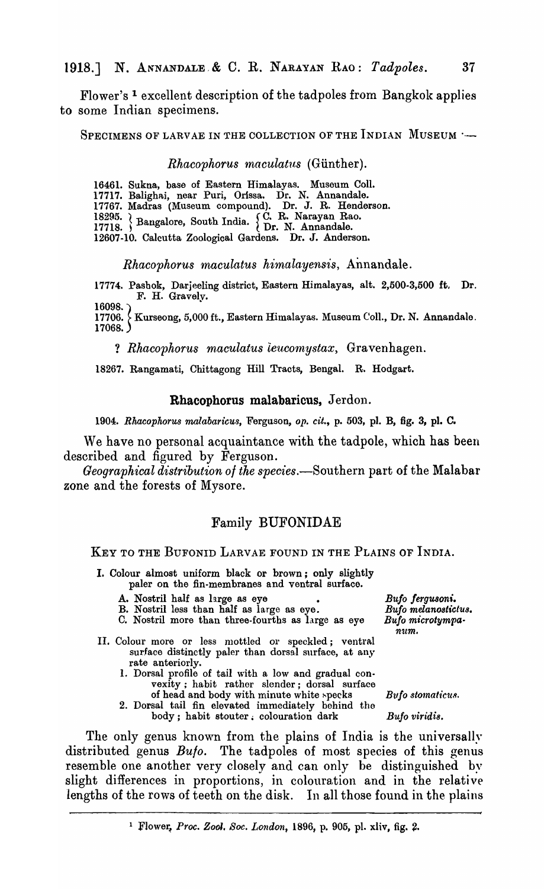Flower's [1] excellent description of the tadpoles from Bangkok applies to some Indian specimens.

SPECIMENS OF LARVAE IN THE COLLECTION OF THE INDIAN MUSEUM :—

*Rhacophorus maculatus* (Günther).

16461. Sukna, base of Eastern Himalayas. Museum Coll.
17717. Balighai, near Puri, Orissa. Dr. N. Annandale.
17767. Madras (Museum compound). Dr. J. R. Henderson.
18295. } Bangalore, South India. { C. R. Narayan Rao.
17718. } { Dr. N. Annandale.
12607-10. Calcutta Zoological Gardens. Dr. J. Anderson.

*Rhacophorus maculatus himalayensis*, Annandale.

17774. Pashok, Darjeeling district, Eastern Himalayas, alt. 2,500-3,500 ft. Dr. F. H. Gravely.
16098. }
17706. } Kurseong, 5,000 ft., Eastern Himalayas. Museum Coll., Dr. N. Annandale.
17068. }

? *Rhacophorus maculatus leucomystax*, Gravenhagen.

18267. Rangamati, Chittagong Hill Tracts, Bengal. R. Hodgart.

### Rhacophorus malabaricus, Jerdon.

1904. *Rhacophorus malabaricus*, Ferguson, *op. cit.*, p. 503, pl. B, fig. 3, pl. C.

We have no personal acquaintance with the tadpole, which has been described and figured by Ferguson.

*Geographical distribution of the species.*—Southern part of the Malabar zone and the forests of Mysore.

## Family BUFONIDAE

KEY TO THE BUFONID LARVAE FOUND IN THE PLAINS OF INDIA.

I. Colour almost uniform black or brown; only slightly paler on the fin-membranes and ventral surface.
   - A. Nostril half as large as eye . . . . . *Bufo fergusoni.*
   - B. Nostril less than half as large as eye. . . . . *Bufo melanostictus.*
   - C. Nostril more than three-fourths as large as eye . . . . . *Bufo microtympanum.*

II. Colour more or less mottled or speckled; ventral surface distinctly paler than dorsal surface, at any rate anteriorly.
   1. Dorsal profile of tail with a low and gradual convexity; habit rather slender; dorsal surface of head and body with minute white specks . . . . . *Bufo stomaticus.*
   2. Dorsal tail fin elevated immediately behind the body; habit stouter; colouration dark . . . . . *Bufo viridis.*

The only genus known from the plains of India is the universally distributed genus *Bufo*. The tadpoles of most species of this genus resemble one another very closely and can only be distinguished by slight differences in proportions, in colouration and in the relative lengths of the rows of teeth on the disk. In all those found in the plains

[1] Flower, *Proc. Zool. Soc. London*, 1896, p. 905, pl. xliv, fig. 2.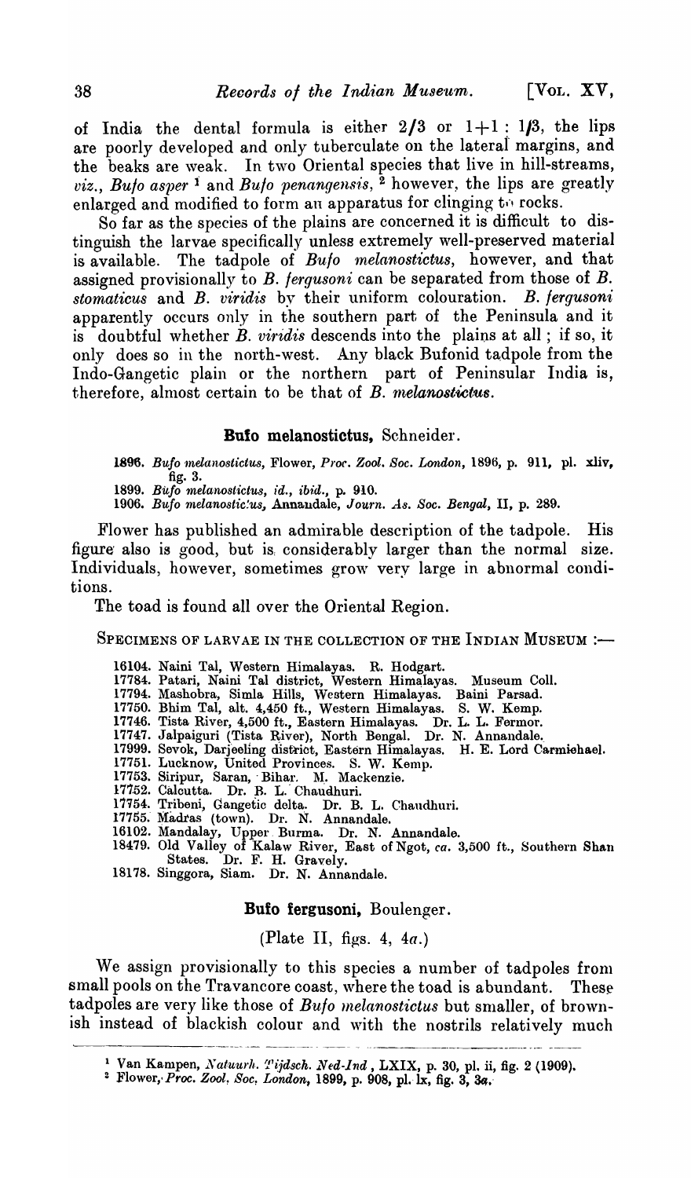of India the dental formula is either 2/3 or 1+1 : 1/3, the lips are poorly developed and only tuberculate on the lateral margins, and the beaks are weak. In two Oriental species that live in hill-streams, *viz.*, *Bufo asper*[1] and *Bufo penangensis*,[2] however, the lips are greatly enlarged and modified to form an apparatus for clinging to rocks.

So far as the species of the plains are concerned it is difficult to distinguish the larvae specifically unless extremely well-preserved material is available. The tadpole of *Bufo melanostictus*, however, and that assigned provisionally to *B. fergusoni* can be separated from those of *B. stomaticus* and *B. viridis* by their uniform colouration. *B. fergusoni* apparently occurs only in the southern part of the Peninsula and it is doubtful whether *B. viridis* descends into the plains at all ; if so, it only does so in the north-west. Any black Bufonid tadpole from the Indo-Gangetic plain or the northern part of Peninsular India is, therefore, almost certain to be that of *B. melanostictus*.

### Bufo melanostictus, Schneider.

1896. *Bufo melanostictus*, Flower, *Proc. Zool. Soc. London*, 1896, p. 911, pl. xliv, fig. 3.
1899. *Bufo melanostictus*, *id.*, *ibid.*, p. 910.
1906. *Bufo melanostictus*, Annandale, *Journ. As. Soc. Bengal*, II, p. 289.

Flower has published an admirable description of the tadpole. His figure also is good, but is considerably larger than the normal size. Individuals, however, sometimes grow very large in abnormal conditions.

The toad is found all over the Oriental Region.

SPECIMENS OF LARVAE IN THE COLLECTION OF THE INDIAN MUSEUM :—

16104. Naini Tal, Western Himalayas. R. Hodgart.
17784. Patari, Naini Tal district, Western Himalayas. Museum Coll.
17794. Mashobra, Simla Hills, Western Himalayas. Baini Parsad.
17750. Bhim Tal, alt. 4,450 ft., Western Himalayas. S. W. Kemp.
17746. Tista River, 4,500 ft., Eastern Himalayas. Dr. L. L. Fermor.
17747. Jalpaiguri (Tista River), North Bengal. Dr. N. Annandale.
17999. Sevok, Darjeeling district, Eastern Himalayas. H. E. Lord Carmichael.
17751. Lucknow, United Provinces. S. W. Kemp.
17753. Siripur, Saran, Bihar. M. Mackenzie.
17752. Calcutta. Dr. B. L. Chaudhuri.
17754. Tribeni, Gangetic delta. Dr. B. L. Chaudhuri.
17755. Madras (town). Dr. N. Annandale.
16102. Mandalay, Upper Burma. Dr. N. Annandale.
18479. Old Valley of Kalaw River, East of Ngot, *ca.* 3,500 ft., Southern Shan States. Dr. F. H. Gravely.
18178. Singgora, Siam. Dr. N. Annandale.

### Bufo fergusoni, Boulenger.

(Plate II, figs. 4, 4*a*.)

We assign provisionally to this species a number of tadpoles from small pools on the Travancore coast, where the toad is abundant. These tadpoles are very like those of *Bufo melanostictus* but smaller, of brownish instead of blackish colour and with the nostrils relatively much

---

[1] Van Kampen, *Natuurk. Tijdsch. Ned-Ind*, LXIX, p. 30, pl. ii, fig. 2 (1909).

[2] Flower, *Proc. Zool. Soc. London*, 1899, p. 908, pl. lx, fig. 3, 3*a*.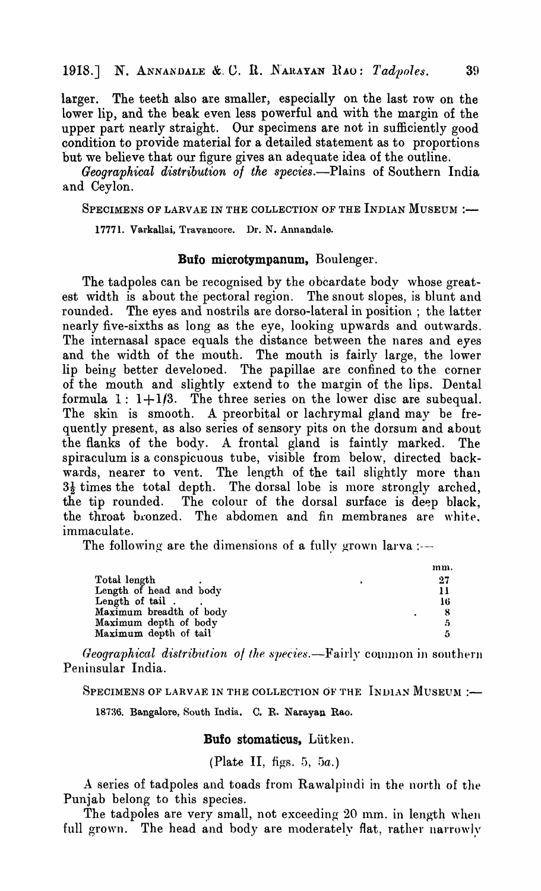larger. The teeth also are smaller, especially on the last row on the lower lip, and the beak even less powerful and with the margin of the upper part nearly straight. Our specimens are not in sufficiently good condition to provide material for a detailed statement as to proportions but we believe that our figure gives an adequate idea of the outline.

*Geographical distribution of the species.*—Plains of Southern India and Ceylon.

SPECIMENS OF LARVAE IN THE COLLECTION OF THE INDIAN MUSEUM :—

17771. Varkallai, Travancore. Dr. N. Annandale.

### **Bufo microtympanum,** Boulenger.

The tadpoles can be recognised by the obcardate body whose greatest width is about the pectoral region. The snout slopes, is blunt and rounded. The eyes and nostrils are dorso-lateral in position ; the latter nearly five-sixths as long as the eye, looking upwards and outwards. The internasal space equals the distance between the nares and eyes and the width of the mouth. The mouth is fairly large, the lower lip being better developed. The papillae are confined to the corner of the mouth and slightly extend to the margin of the lips. Dental formula $1 : 1+1/3$. The three series on the lower disc are subequal. The skin is smooth. A preorbital or lachrymal gland may be frequently present, as also series of sensory pits on the dorsum and about the flanks of the body. A frontal gland is faintly marked. The spiraculum is a conspicuous tube, visible from below, directed backwards, nearer to vent. The length of the tail slightly more than $3\frac{1}{2}$ times the total depth. The dorsal lobe is more strongly arched, the tip rounded. The colour of the dorsal surface is deep black, the throat bronzed. The abdomen and fin membranes are white, immaculate.

The following are the dimensions of a fully grown larva :—

| | mm. |
|---|---|
| Total length | 27 |
| Length of head and body | 11 |
| Length of tail | 16 |
| Maximum breadth of body | 8 |
| Maximum depth of body | 5 |
| Maximum depth of tail | 5 |

*Geographical distribution of the species.*—Fairly common in southern Peninsular India.

SPECIMENS OF LARVAE IN THE COLLECTION OF THE INDIAN MUSEUM :—

18736. Bangalore, South India. C. R. Narayan Rao.

### **Bufo stomaticus,** Lütken.

(Plate II, figs. 5, 5*a*.)

A series of tadpoles and toads from Rawalpindi in the north of the Punjab belong to this species.

The tadpoles are very small, not exceeding 20 mm. in length when full grown. The head and body are moderately flat, rather narrowly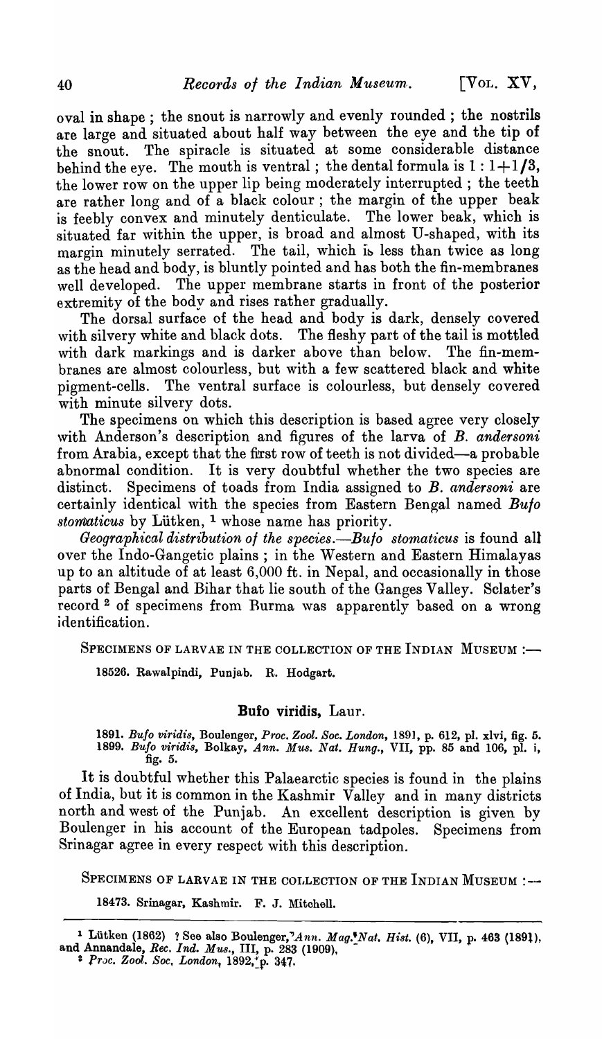oval in shape ; the snout is narrowly and evenly rounded ; the nostrils are large and situated about half way between the eye and the tip of the snout. The spiracle is situated at some considerable distance behind the eye. The mouth is ventral ; the dental formula is $1 : 1+1/3$, the lower row on the upper lip being moderately interrupted ; the teeth are rather long and of a black colour ; the margin of the upper beak is feebly convex and minutely denticulate. The lower beak, which is situated far within the upper, is broad and almost U-shaped, with its margin minutely serrated. The tail, which is less than twice as long as the head and body, is bluntly pointed and has both the fin-membranes well developed. The upper membrane starts in front of the posterior extremity of the body and rises rather gradually.

The dorsal surface of the head and body is dark, densely covered with silvery white and black dots. The fleshy part of the tail is mottled with dark markings and is darker above than below. The fin-membranes are almost colourless, but with a few scattered black and white pigment-cells. The ventral surface is colourless, but densely covered with minute silvery dots.

The specimens on which this description is based agree very closely with Anderson's description and figures of the larva of *B. andersoni* from Arabia, except that the first row of teeth is not divided—a probable abnormal condition. It is very doubtful whether the two species are distinct. Specimens of toads from India assigned to *B. andersoni* are certainly identical with the species from Eastern Bengal named *Bufo stomaticus* by Lütken, [1] whose name has priority.

*Geographical distribution of the species.*—*Bufo stomaticus* is found all over the Indo-Gangetic plains ; in the Western and Eastern Himalayas up to an altitude of at least 6,000 ft. in Nepal, and occasionally in those parts of Bengal and Bihar that lie south of the Ganges Valley. Sclater's record [2] of specimens from Burma was apparently based on a wrong identification.

SPECIMENS OF LARVAE IN THE COLLECTION OF THE INDIAN MUSEUM :—

18526. Rawalpindi, Punjab. R. Hodgart.

## Bufo viridis, Laur.

1891. *Bufo viridis*, Boulenger, *Proc. Zool. Soc. London*, 1891, p. 612, pl. xlvi, fig. 5.
1899. *Bufo viridis*, Bolkay, *Ann. Mus. Nat. Hung.*, VII, pp. 85 and 106, pl. i, fig. 5.

It is doubtful whether this Palaearctic species is found in the plains of India, but it is common in the Kashmir Valley and in many districts north and west of the Punjab. An excellent description is given by Boulenger in his account of the European tadpoles. Specimens from Srinagar agree in every respect with this description.

SPECIMENS OF LARVAE IN THE COLLECTION OF THE INDIAN MUSEUM :—

18473. Srinagar, Kashmir. F. J. Mitchell.

---

[1] Lütken (1862) ? See also Boulenger, *Ann. Mag. Nat. Hist.* (6), VII, p. 463 (1891), and Annandale, *Rec. Ind. Mus.*, III, p. 283 (1909).

[2] *Proc. Zool. Soc. London*, 1892, p. 347.